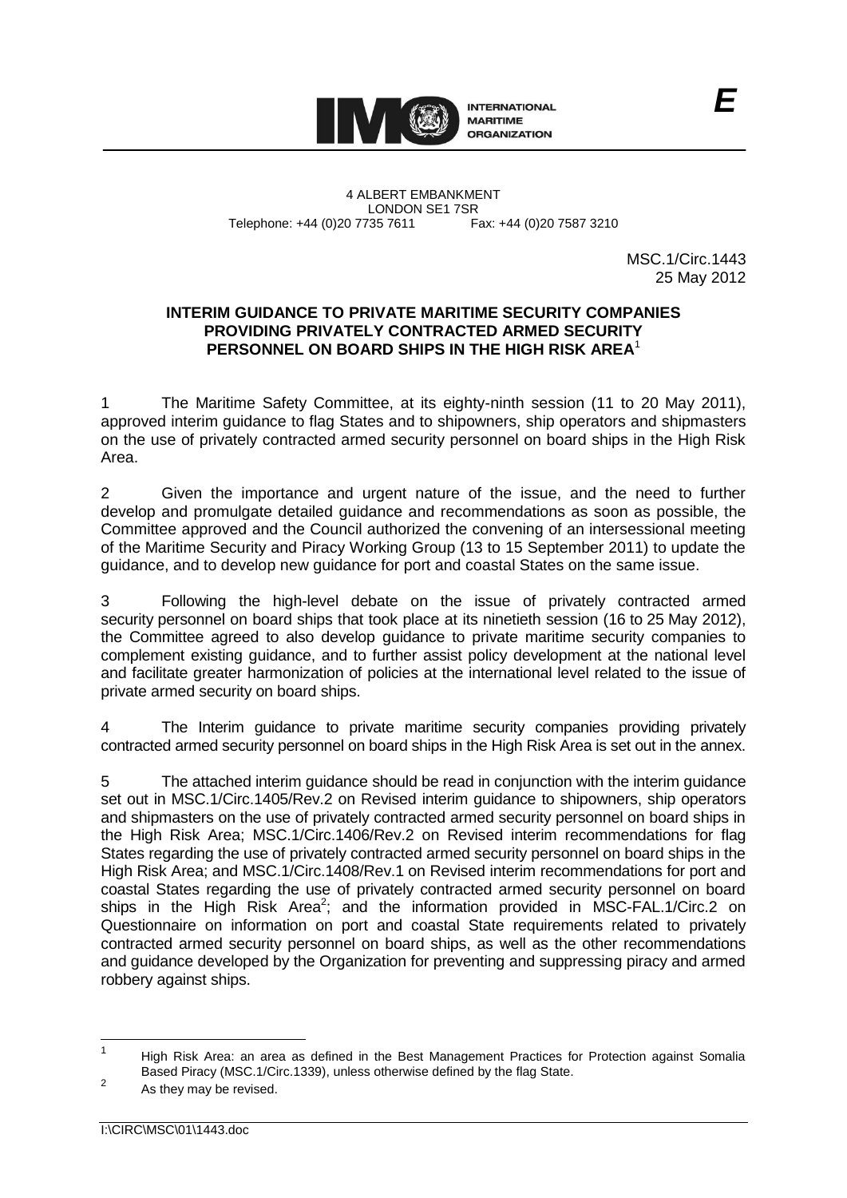INTERNATIONAL MARITIME ORGANIZATION

*E*

4 ALBERT EMBANKMENT
LONDON SE1 7SR
Telephone: +44 (0)20 7735 7611 Fax: +44 (0)20 7587 3210

MSC.1/Circ.1443
25 May 2012

**INTERIM GUIDANCE TO PRIVATE MARITIME SECURITY COMPANIES PROVIDING PRIVATELY CONTRACTED ARMED SECURITY PERSONNEL ON BOARD SHIPS IN THE HIGH RISK AREA**[1]

1 The Maritime Safety Committee, at its eighty-ninth session (11 to 20 May 2011), approved interim guidance to flag States and to shipowners, ship operators and shipmasters on the use of privately contracted armed security personnel on board ships in the High Risk Area.

2 Given the importance and urgent nature of the issue, and the need to further develop and promulgate detailed guidance and recommendations as soon as possible, the Committee approved and the Council authorized the convening of an intersessional meeting of the Maritime Security and Piracy Working Group (13 to 15 September 2011) to update the guidance, and to develop new guidance for port and coastal States on the same issue.

3 Following the high-level debate on the issue of privately contracted armed security personnel on board ships that took place at its ninetieth session (16 to 25 May 2012), the Committee agreed to also develop guidance to private maritime security companies to complement existing guidance, and to further assist policy development at the national level and facilitate greater harmonization of policies at the international level related to the issue of private armed security on board ships.

4 The Interim guidance to private maritime security companies providing privately contracted armed security personnel on board ships in the High Risk Area is set out in the annex.

5 The attached interim guidance should be read in conjunction with the interim guidance set out in MSC.1/Circ.1405/Rev.2 on Revised interim guidance to shipowners, ship operators and shipmasters on the use of privately contracted armed security personnel on board ships in the High Risk Area; MSC.1/Circ.1406/Rev.2 on Revised interim recommendations for flag States regarding the use of privately contracted armed security personnel on board ships in the High Risk Area; and MSC.1/Circ.1408/Rev.1 on Revised interim recommendations for port and coastal States regarding the use of privately contracted armed security personnel on board ships in the High Risk Area[2]; and the information provided in MSC-FAL.1/Circ.2 on Questionnaire on information on port and coastal State requirements related to privately contracted armed security personnel on board ships, as well as the other recommendations and guidance developed by the Organization for preventing and suppressing piracy and armed robbery against ships.

---

[1] High Risk Area: an area as defined in the Best Management Practices for Protection against Somalia Based Piracy (MSC.1/Circ.1339), unless otherwise defined by the flag State.

[2] As they may be revised.

I:\CIRC\MSC\01\1443.doc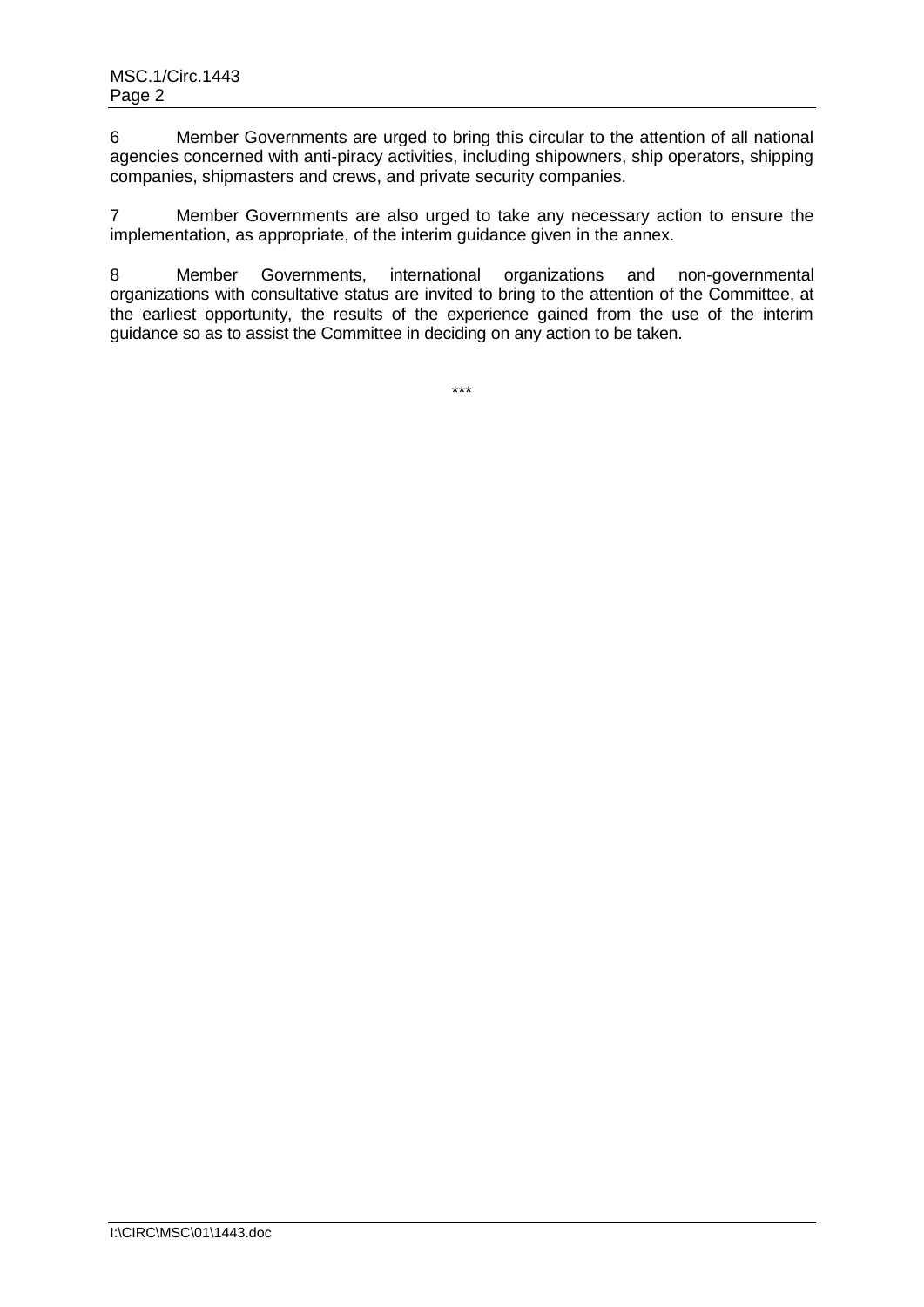6 Member Governments are urged to bring this circular to the attention of all national agencies concerned with anti-piracy activities, including shipowners, ship operators, shipping companies, shipmasters and crews, and private security companies.

7 Member Governments are also urged to take any necessary action to ensure the implementation, as appropriate, of the interim guidance given in the annex.

8 Member Governments, international organizations and non-governmental organizations with consultative status are invited to bring to the attention of the Committee, at the earliest opportunity, the results of the experience gained from the use of the interim guidance so as to assist the Committee in deciding on any action to be taken.

***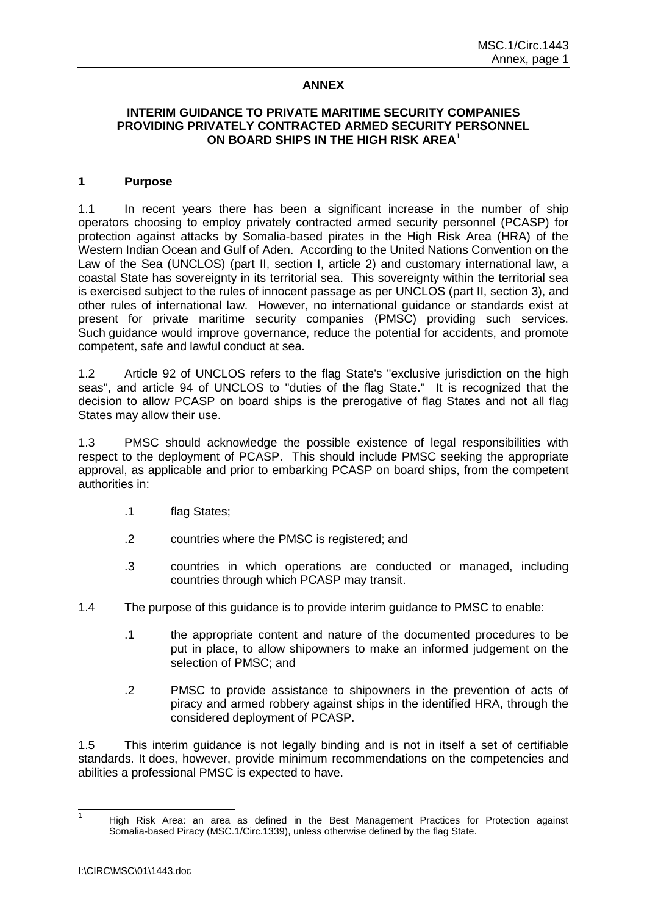**ANNEX**

**INTERIM GUIDANCE TO PRIVATE MARITIME SECURITY COMPANIES PROVIDING PRIVATELY CONTRACTED ARMED SECURITY PERSONNEL ON BOARD SHIPS IN THE HIGH RISK AREA**[1]

## 1 Purpose

1.1 In recent years there has been a significant increase in the number of ship operators choosing to employ privately contracted armed security personnel (PCASP) for protection against attacks by Somalia-based pirates in the High Risk Area (HRA) of the Western Indian Ocean and Gulf of Aden. According to the United Nations Convention on the Law of the Sea (UNCLOS) (part II, section I, article 2) and customary international law, a coastal State has sovereignty in its territorial sea. This sovereignty within the territorial sea is exercised subject to the rules of innocent passage as per UNCLOS (part II, section 3), and other rules of international law. However, no international guidance or standards exist at present for private maritime security companies (PMSC) providing such services. Such guidance would improve governance, reduce the potential for accidents, and promote competent, safe and lawful conduct at sea.

1.2 Article 92 of UNCLOS refers to the flag State's "exclusive jurisdiction on the high seas", and article 94 of UNCLOS to "duties of the flag State." It is recognized that the decision to allow PCASP on board ships is the prerogative of flag States and not all flag States may allow their use.

1.3 PMSC should acknowledge the possible existence of legal responsibilities with respect to the deployment of PCASP. This should include PMSC seeking the appropriate approval, as applicable and prior to embarking PCASP on board ships, from the competent authorities in:

- .1 flag States;
- .2 countries where the PMSC is registered; and
- .3 countries in which operations are conducted or managed, including countries through which PCASP may transit.

1.4 The purpose of this guidance is to provide interim guidance to PMSC to enable:

- .1 the appropriate content and nature of the documented procedures to be put in place, to allow shipowners to make an informed judgement on the selection of PMSC; and
- .2 PMSC to provide assistance to shipowners in the prevention of acts of piracy and armed robbery against ships in the identified HRA, through the considered deployment of PCASP.

1.5 This interim guidance is not legally binding and is not in itself a set of certifiable standards. It does, however, provide minimum recommendations on the competencies and abilities a professional PMSC is expected to have.

---

[1] High Risk Area: an area as defined in the Best Management Practices for Protection against Somalia-based Piracy (MSC.1/Circ.1339), unless otherwise defined by the flag State.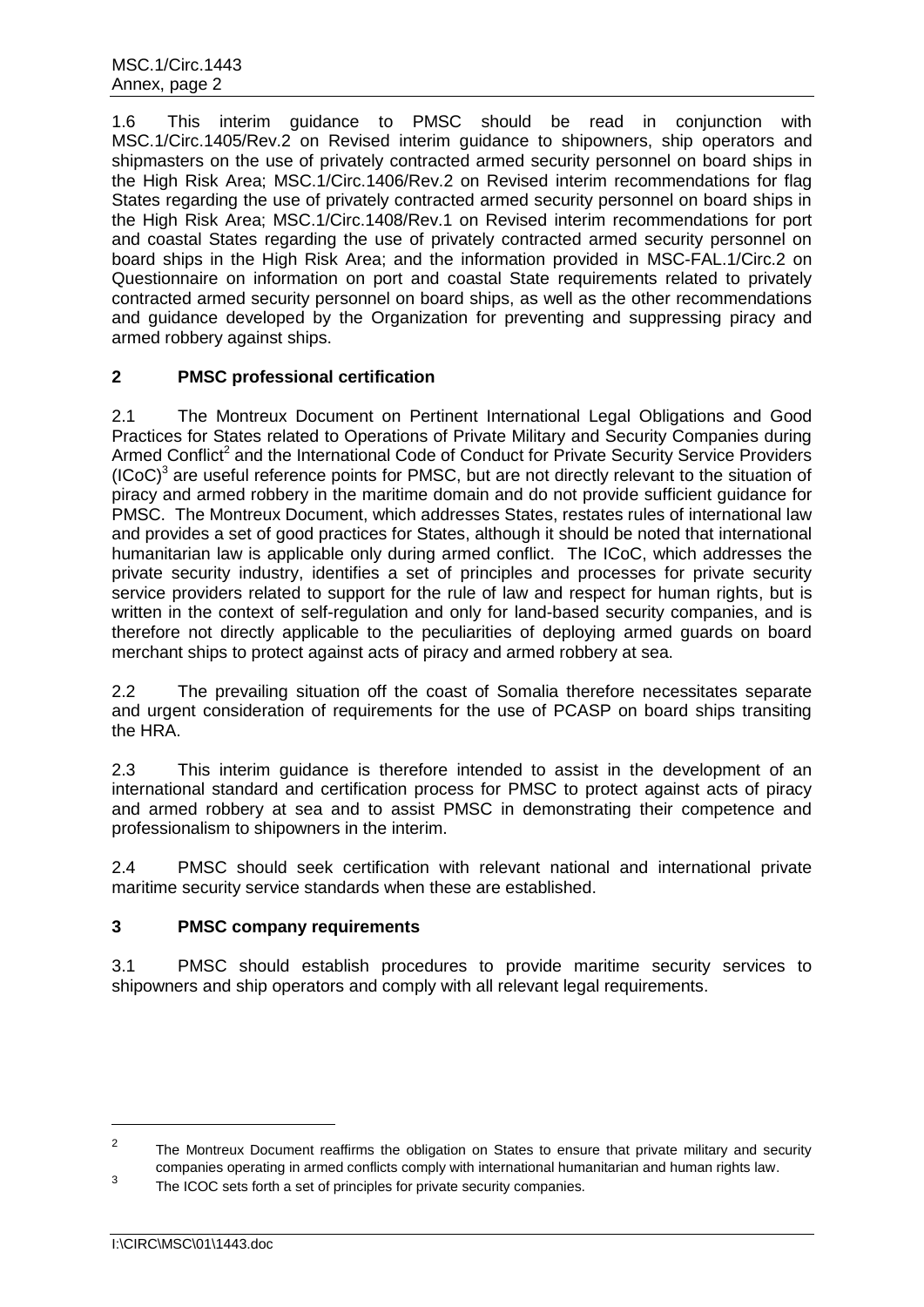1.6 This interim guidance to PMSC should be read in conjunction with MSC.1/Circ.1405/Rev.2 on Revised interim guidance to shipowners, ship operators and shipmasters on the use of privately contracted armed security personnel on board ships in the High Risk Area; MSC.1/Circ.1406/Rev.2 on Revised interim recommendations for flag States regarding the use of privately contracted armed security personnel on board ships in the High Risk Area; MSC.1/Circ.1408/Rev.1 on Revised interim recommendations for port and coastal States regarding the use of privately contracted armed security personnel on board ships in the High Risk Area; and the information provided in MSC-FAL.1/Circ.2 on Questionnaire on information on port and coastal State requirements related to privately contracted armed security personnel on board ships, as well as the other recommendations and guidance developed by the Organization for preventing and suppressing piracy and armed robbery against ships.

## 2 PMSC professional certification

2.1 The Montreux Document on Pertinent International Legal Obligations and Good Practices for States related to Operations of Private Military and Security Companies during Armed Conflict[2] and the International Code of Conduct for Private Security Service Providers (ICoC)[3] are useful reference points for PMSC, but are not directly relevant to the situation of piracy and armed robbery in the maritime domain and do not provide sufficient guidance for PMSC. The Montreux Document, which addresses States, restates rules of international law and provides a set of good practices for States, although it should be noted that international humanitarian law is applicable only during armed conflict. The ICoC, which addresses the private security industry, identifies a set of principles and processes for private security service providers related to support for the rule of law and respect for human rights, but is written in the context of self-regulation and only for land-based security companies, and is therefore not directly applicable to the peculiarities of deploying armed guards on board merchant ships to protect against acts of piracy and armed robbery at sea.

2.2 The prevailing situation off the coast of Somalia therefore necessitates separate and urgent consideration of requirements for the use of PCASP on board ships transiting the HRA.

2.3 This interim guidance is therefore intended to assist in the development of an international standard and certification process for PMSC to protect against acts of piracy and armed robbery at sea and to assist PMSC in demonstrating their competence and professionalism to shipowners in the interim.

2.4 PMSC should seek certification with relevant national and international private maritime security service standards when these are established.

## 3 PMSC company requirements

3.1 PMSC should establish procedures to provide maritime security services to shipowners and ship operators and comply with all relevant legal requirements.

---

[2] The Montreux Document reaffirms the obligation on States to ensure that private military and security companies operating in armed conflicts comply with international humanitarian and human rights law.

[3] The ICOC sets forth a set of principles for private security companies.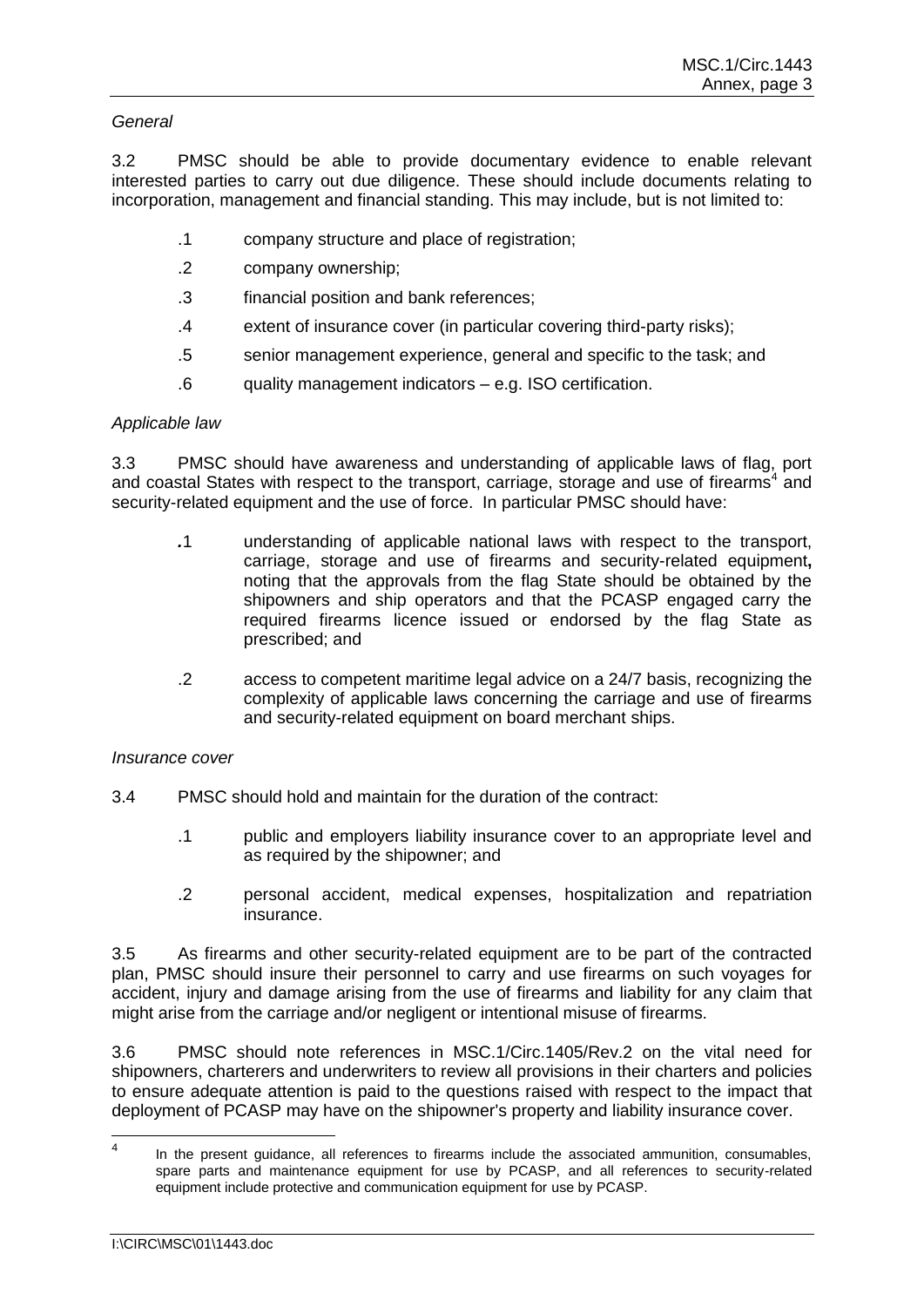*General*

3.2 PMSC should be able to provide documentary evidence to enable relevant interested parties to carry out due diligence. These should include documents relating to incorporation, management and financial standing. This may include, but is not limited to:

.1 company structure and place of registration;

.2 company ownership;

.3 financial position and bank references;

.4 extent of insurance cover (in particular covering third-party risks);

.5 senior management experience, general and specific to the task; and

.6 quality management indicators – e.g. ISO certification.

*Applicable law*

3.3 PMSC should have awareness and understanding of applicable laws of flag, port and coastal States with respect to the transport, carriage, storage and use of firearms[4] and security-related equipment and the use of force. In particular PMSC should have:

.1 understanding of applicable national laws with respect to the transport, carriage, storage and use of firearms and security-related equipment, noting that the approvals from the flag State should be obtained by the shipowners and ship operators and that the PCASP engaged carry the required firearms licence issued or endorsed by the flag State as prescribed; and

.2 access to competent maritime legal advice on a 24/7 basis, recognizing the complexity of applicable laws concerning the carriage and use of firearms and security-related equipment on board merchant ships.

*Insurance cover*

3.4 PMSC should hold and maintain for the duration of the contract:

.1 public and employers liability insurance cover to an appropriate level and as required by the shipowner; and

.2 personal accident, medical expenses, hospitalization and repatriation insurance.

3.5 As firearms and other security-related equipment are to be part of the contracted plan, PMSC should insure their personnel to carry and use firearms on such voyages for accident, injury and damage arising from the use of firearms and liability for any claim that might arise from the carriage and/or negligent or intentional misuse of firearms.

3.6 PMSC should note references in MSC.1/Circ.1405/Rev.2 on the vital need for shipowners, charterers and underwriters to review all provisions in their charters and policies to ensure adequate attention is paid to the questions raised with respect to the impact that deployment of PCASP may have on the shipowner's property and liability insurance cover.

---

[4] In the present guidance, all references to firearms include the associated ammunition, consumables, spare parts and maintenance equipment for use by PCASP, and all references to security-related equipment include protective and communication equipment for use by PCASP.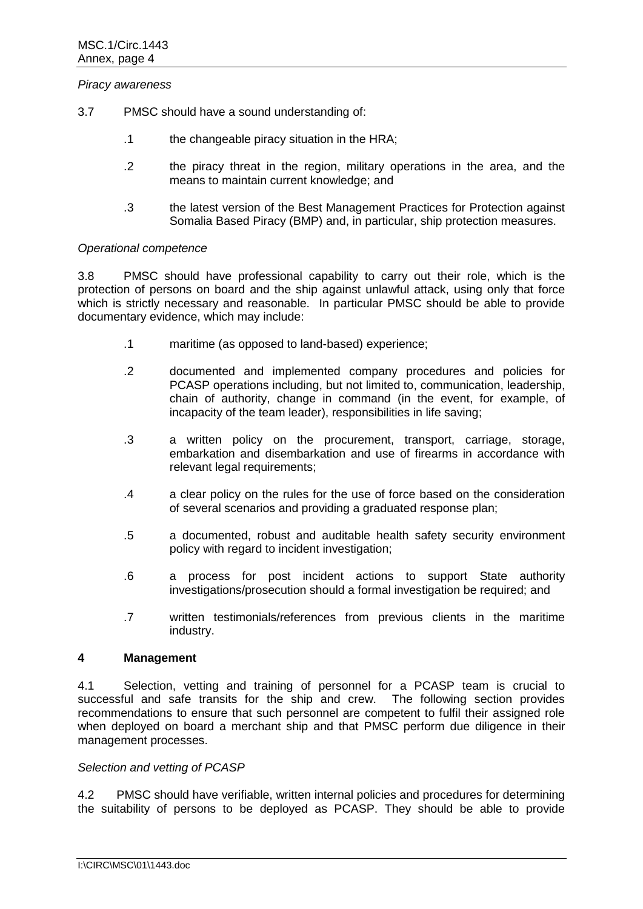*Piracy awareness*

3.7 PMSC should have a sound understanding of:

.1 the changeable piracy situation in the HRA;

.2 the piracy threat in the region, military operations in the area, and the means to maintain current knowledge; and

.3 the latest version of the Best Management Practices for Protection against Somalia Based Piracy (BMP) and, in particular, ship protection measures.

*Operational competence*

3.8 PMSC should have professional capability to carry out their role, which is the protection of persons on board and the ship against unlawful attack, using only that force which is strictly necessary and reasonable. In particular PMSC should be able to provide documentary evidence, which may include:

.1 maritime (as opposed to land-based) experience;

.2 documented and implemented company procedures and policies for PCASP operations including, but not limited to, communication, leadership, chain of authority, change in command (in the event, for example, of incapacity of the team leader), responsibilities in life saving;

.3 a written policy on the procurement, transport, carriage, storage, embarkation and disembarkation and use of firearms in accordance with relevant legal requirements;

.4 a clear policy on the rules for the use of force based on the consideration of several scenarios and providing a graduated response plan;

.5 a documented, robust and auditable health safety security environment policy with regard to incident investigation;

.6 a process for post incident actions to support State authority investigations/prosecution should a formal investigation be required; and

.7 written testimonials/references from previous clients in the maritime industry.

## 4 Management

4.1 Selection, vetting and training of personnel for a PCASP team is crucial to successful and safe transits for the ship and crew. The following section provides recommendations to ensure that such personnel are competent to fulfil their assigned role when deployed on board a merchant ship and that PMSC perform due diligence in their management processes.

*Selection and vetting of PCASP*

4.2 PMSC should have verifiable, written internal policies and procedures for determining the suitability of persons to be deployed as PCASP. They should be able to provide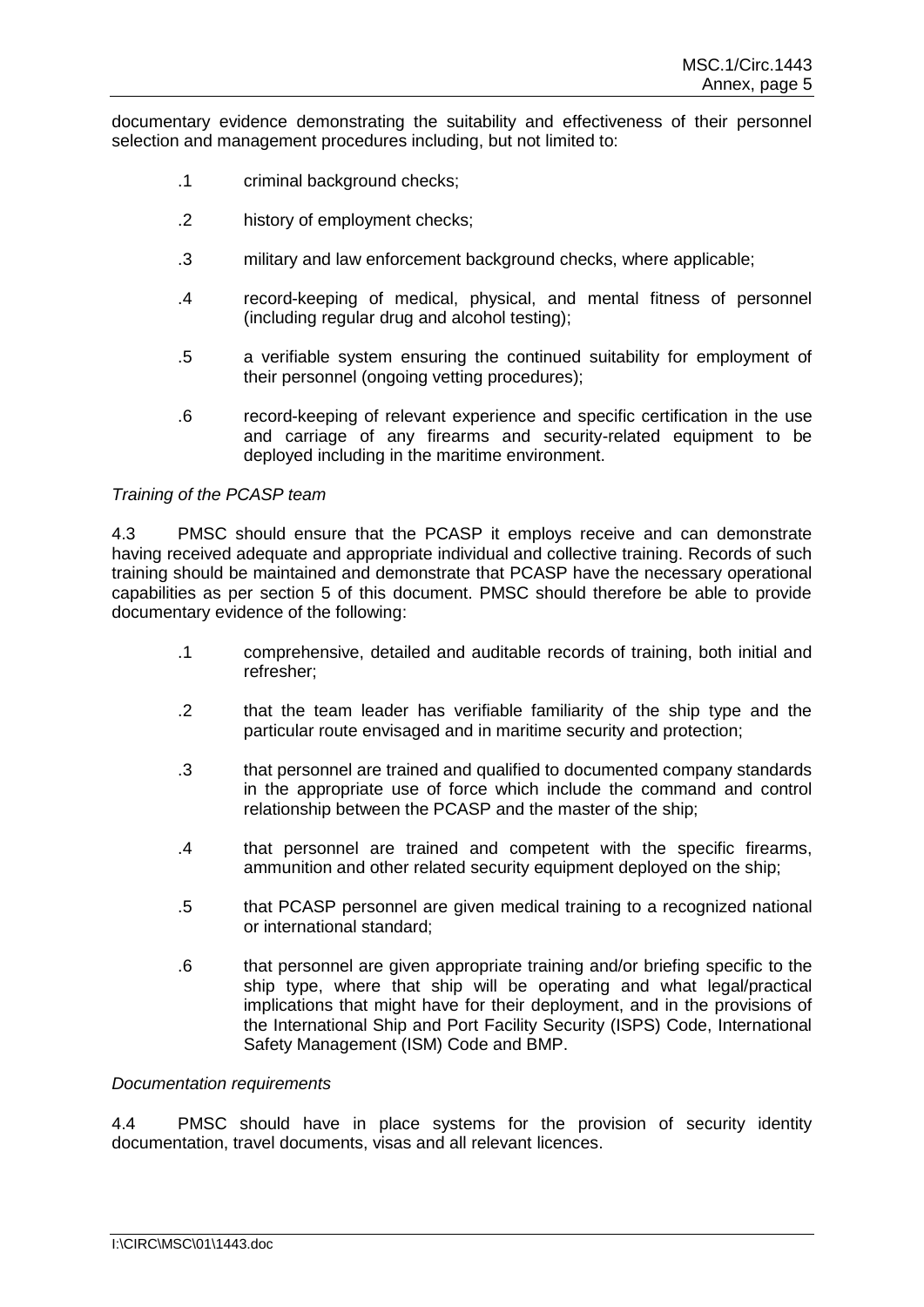documentary evidence demonstrating the suitability and effectiveness of their personnel selection and management procedures including, but not limited to:

.1 criminal background checks;

.2 history of employment checks;

.3 military and law enforcement background checks, where applicable;

.4 record-keeping of medical, physical, and mental fitness of personnel (including regular drug and alcohol testing);

.5 a verifiable system ensuring the continued suitability for employment of their personnel (ongoing vetting procedures);

.6 record-keeping of relevant experience and specific certification in the use and carriage of any firearms and security-related equipment to be deployed including in the maritime environment.

*Training of the PCASP team*

4.3 PMSC should ensure that the PCASP it employs receive and can demonstrate having received adequate and appropriate individual and collective training. Records of such training should be maintained and demonstrate that PCASP have the necessary operational capabilities as per section 5 of this document. PMSC should therefore be able to provide documentary evidence of the following:

.1 comprehensive, detailed and auditable records of training, both initial and refresher;

.2 that the team leader has verifiable familiarity of the ship type and the particular route envisaged and in maritime security and protection;

.3 that personnel are trained and qualified to documented company standards in the appropriate use of force which include the command and control relationship between the PCASP and the master of the ship;

.4 that personnel are trained and competent with the specific firearms, ammunition and other related security equipment deployed on the ship;

.5 that PCASP personnel are given medical training to a recognized national or international standard;

.6 that personnel are given appropriate training and/or briefing specific to the ship type, where that ship will be operating and what legal/practical implications that might have for their deployment, and in the provisions of the International Ship and Port Facility Security (ISPS) Code, International Safety Management (ISM) Code and BMP.

*Documentation requirements*

4.4 PMSC should have in place systems for the provision of security identity documentation, travel documents, visas and all relevant licences.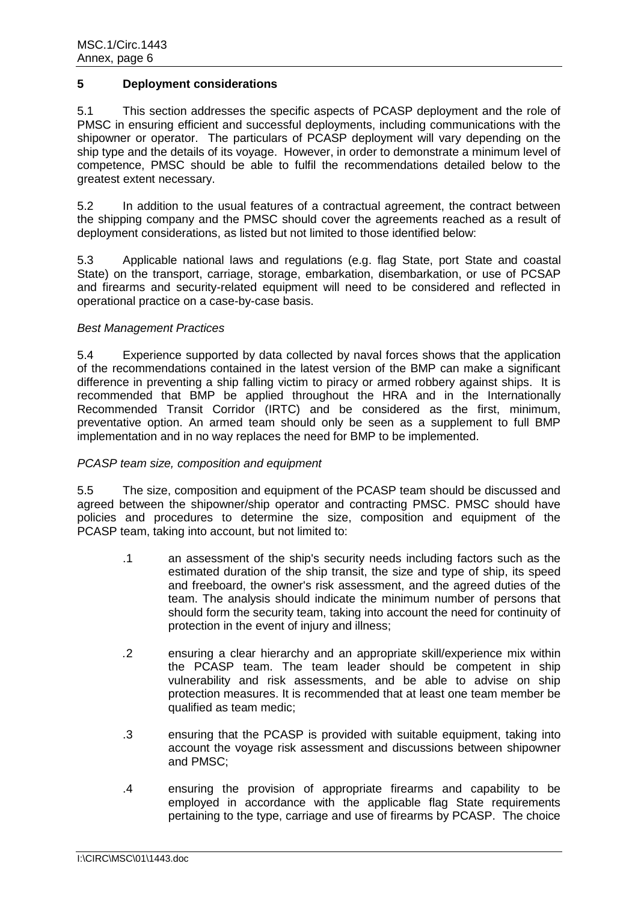## 5 Deployment considerations

5.1 This section addresses the specific aspects of PCASP deployment and the role of PMSC in ensuring efficient and successful deployments, including communications with the shipowner or operator. The particulars of PCASP deployment will vary depending on the ship type and the details of its voyage. However, in order to demonstrate a minimum level of competence, PMSC should be able to fulfil the recommendations detailed below to the greatest extent necessary.

5.2 In addition to the usual features of a contractual agreement, the contract between the shipping company and the PMSC should cover the agreements reached as a result of deployment considerations, as listed but not limited to those identified below:

5.3 Applicable national laws and regulations (e.g. flag State, port State and coastal State) on the transport, carriage, storage, embarkation, disembarkation, or use of PCSAP and firearms and security-related equipment will need to be considered and reflected in operational practice on a case-by-case basis.

*Best Management Practices*

5.4 Experience supported by data collected by naval forces shows that the application of the recommendations contained in the latest version of the BMP can make a significant difference in preventing a ship falling victim to piracy or armed robbery against ships. It is recommended that BMP be applied throughout the HRA and in the Internationally Recommended Transit Corridor (IRTC) and be considered as the first, minimum, preventative option. An armed team should only be seen as a supplement to full BMP implementation and in no way replaces the need for BMP to be implemented.

*PCASP team size, composition and equipment*

5.5 The size, composition and equipment of the PCASP team should be discussed and agreed between the shipowner/ship operator and contracting PMSC. PMSC should have policies and procedures to determine the size, composition and equipment of the PCASP team, taking into account, but not limited to:

.1 an assessment of the ship's security needs including factors such as the estimated duration of the ship transit, the size and type of ship, its speed and freeboard, the owner's risk assessment, and the agreed duties of the team. The analysis should indicate the minimum number of persons that should form the security team, taking into account the need for continuity of protection in the event of injury and illness;

.2 ensuring a clear hierarchy and an appropriate skill/experience mix within the PCASP team. The team leader should be competent in ship vulnerability and risk assessments, and be able to advise on ship protection measures. It is recommended that at least one team member be qualified as team medic;

.3 ensuring that the PCASP is provided with suitable equipment, taking into account the voyage risk assessment and discussions between shipowner and PMSC;

.4 ensuring the provision of appropriate firearms and capability to be employed in accordance with the applicable flag State requirements pertaining to the type, carriage and use of firearms by PCASP. The choice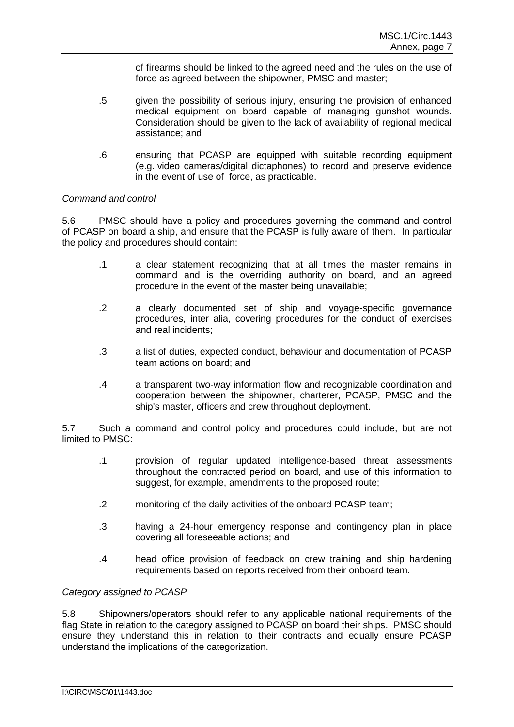of firearms should be linked to the agreed need and the rules on the use of force as agreed between the shipowner, PMSC and master;

.5 given the possibility of serious injury, ensuring the provision of enhanced medical equipment on board capable of managing gunshot wounds. Consideration should be given to the lack of availability of regional medical assistance; and

.6 ensuring that PCASP are equipped with suitable recording equipment (e.g. video cameras/digital dictaphones) to record and preserve evidence in the event of use of force, as practicable.

*Command and control*

5.6 PMSC should have a policy and procedures governing the command and control of PCASP on board a ship, and ensure that the PCASP is fully aware of them. In particular the policy and procedures should contain:

.1 a clear statement recognizing that at all times the master remains in command and is the overriding authority on board, and an agreed procedure in the event of the master being unavailable;

.2 a clearly documented set of ship and voyage-specific governance procedures, inter alia, covering procedures for the conduct of exercises and real incidents;

.3 a list of duties, expected conduct, behaviour and documentation of PCASP team actions on board; and

.4 a transparent two-way information flow and recognizable coordination and cooperation between the shipowner, charterer, PCASP, PMSC and the ship's master, officers and crew throughout deployment.

5.7 Such a command and control policy and procedures could include, but are not limited to PMSC:

.1 provision of regular updated intelligence-based threat assessments throughout the contracted period on board, and use of this information to suggest, for example, amendments to the proposed route;

.2 monitoring of the daily activities of the onboard PCASP team;

.3 having a 24-hour emergency response and contingency plan in place covering all foreseeable actions; and

.4 head office provision of feedback on crew training and ship hardening requirements based on reports received from their onboard team.

*Category assigned to PCASP*

5.8 Shipowners/operators should refer to any applicable national requirements of the flag State in relation to the category assigned to PCASP on board their ships. PMSC should ensure they understand this in relation to their contracts and equally ensure PCASP understand the implications of the categorization.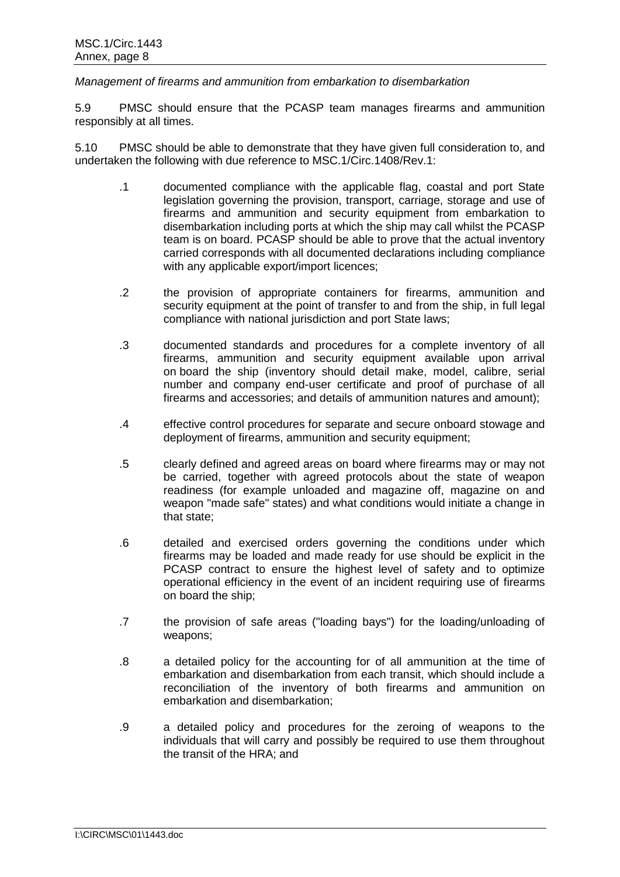*Management of firearms and ammunition from embarkation to disembarkation*

5.9 PMSC should ensure that the PCASP team manages firearms and ammunition responsibly at all times.

5.10 PMSC should be able to demonstrate that they have given full consideration to, and undertaken the following with due reference to MSC.1/Circ.1408/Rev.1:

.1 documented compliance with the applicable flag, coastal and port State legislation governing the provision, transport, carriage, storage and use of firearms and ammunition and security equipment from embarkation to disembarkation including ports at which the ship may call whilst the PCASP team is on board. PCASP should be able to prove that the actual inventory carried corresponds with all documented declarations including compliance with any applicable export/import licences;

.2 the provision of appropriate containers for firearms, ammunition and security equipment at the point of transfer to and from the ship, in full legal compliance with national jurisdiction and port State laws;

.3 documented standards and procedures for a complete inventory of all firearms, ammunition and security equipment available upon arrival on board the ship (inventory should detail make, model, calibre, serial number and company end-user certificate and proof of purchase of all firearms and accessories; and details of ammunition natures and amount);

.4 effective control procedures for separate and secure onboard stowage and deployment of firearms, ammunition and security equipment;

.5 clearly defined and agreed areas on board where firearms may or may not be carried, together with agreed protocols about the state of weapon readiness (for example unloaded and magazine off, magazine on and weapon "made safe" states) and what conditions would initiate a change in that state;

.6 detailed and exercised orders governing the conditions under which firearms may be loaded and made ready for use should be explicit in the PCASP contract to ensure the highest level of safety and to optimize operational efficiency in the event of an incident requiring use of firearms on board the ship;

.7 the provision of safe areas ("loading bays") for the loading/unloading of weapons;

.8 a detailed policy for the accounting for of all ammunition at the time of embarkation and disembarkation from each transit, which should include a reconciliation of the inventory of both firearms and ammunition on embarkation and disembarkation;

.9 a detailed policy and procedures for the zeroing of weapons to the individuals that will carry and possibly be required to use them throughout the transit of the HRA; and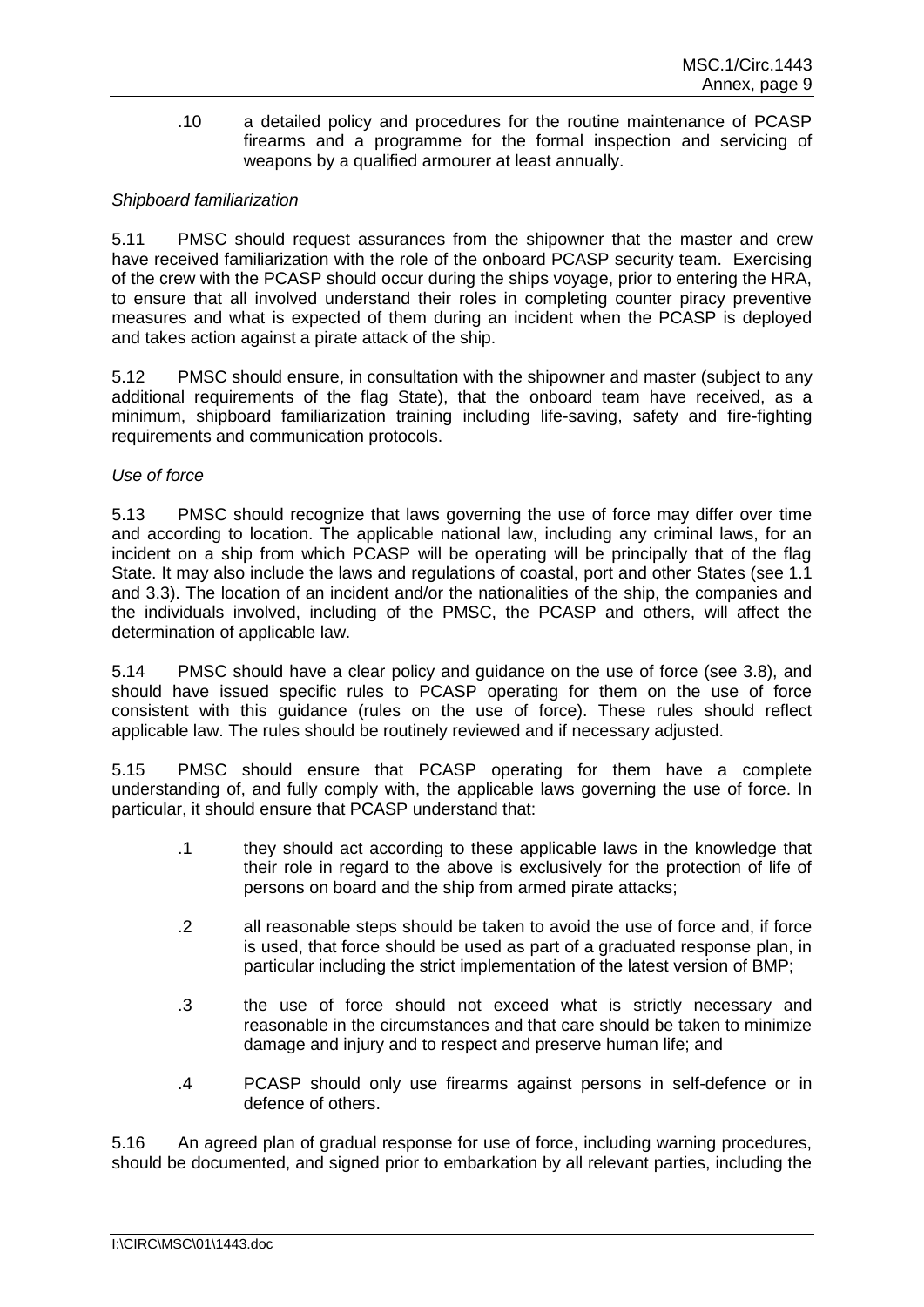.10 a detailed policy and procedures for the routine maintenance of PCASP firearms and a programme for the formal inspection and servicing of weapons by a qualified armourer at least annually.

*Shipboard familiarization*

5.11 PMSC should request assurances from the shipowner that the master and crew have received familiarization with the role of the onboard PCASP security team. Exercising of the crew with the PCASP should occur during the ships voyage, prior to entering the HRA, to ensure that all involved understand their roles in completing counter piracy preventive measures and what is expected of them during an incident when the PCASP is deployed and takes action against a pirate attack of the ship.

5.12 PMSC should ensure, in consultation with the shipowner and master (subject to any additional requirements of the flag State), that the onboard team have received, as a minimum, shipboard familiarization training including life-saving, safety and fire-fighting requirements and communication protocols.

*Use of force*

5.13 PMSC should recognize that laws governing the use of force may differ over time and according to location. The applicable national law, including any criminal laws, for an incident on a ship from which PCASP will be operating will be principally that of the flag State. It may also include the laws and regulations of coastal, port and other States (see 1.1 and 3.3). The location of an incident and/or the nationalities of the ship, the companies and the individuals involved, including of the PMSC, the PCASP and others, will affect the determination of applicable law.

5.14 PMSC should have a clear policy and guidance on the use of force (see 3.8), and should have issued specific rules to PCASP operating for them on the use of force consistent with this guidance (rules on the use of force). These rules should reflect applicable law. The rules should be routinely reviewed and if necessary adjusted.

5.15 PMSC should ensure that PCASP operating for them have a complete understanding of, and fully comply with, the applicable laws governing the use of force. In particular, it should ensure that PCASP understand that:

.1 they should act according to these applicable laws in the knowledge that their role in regard to the above is exclusively for the protection of life of persons on board and the ship from armed pirate attacks;

.2 all reasonable steps should be taken to avoid the use of force and, if force is used, that force should be used as part of a graduated response plan, in particular including the strict implementation of the latest version of BMP;

.3 the use of force should not exceed what is strictly necessary and reasonable in the circumstances and that care should be taken to minimize damage and injury and to respect and preserve human life; and

.4 PCASP should only use firearms against persons in self-defence or in defence of others.

5.16 An agreed plan of gradual response for use of force, including warning procedures, should be documented, and signed prior to embarkation by all relevant parties, including the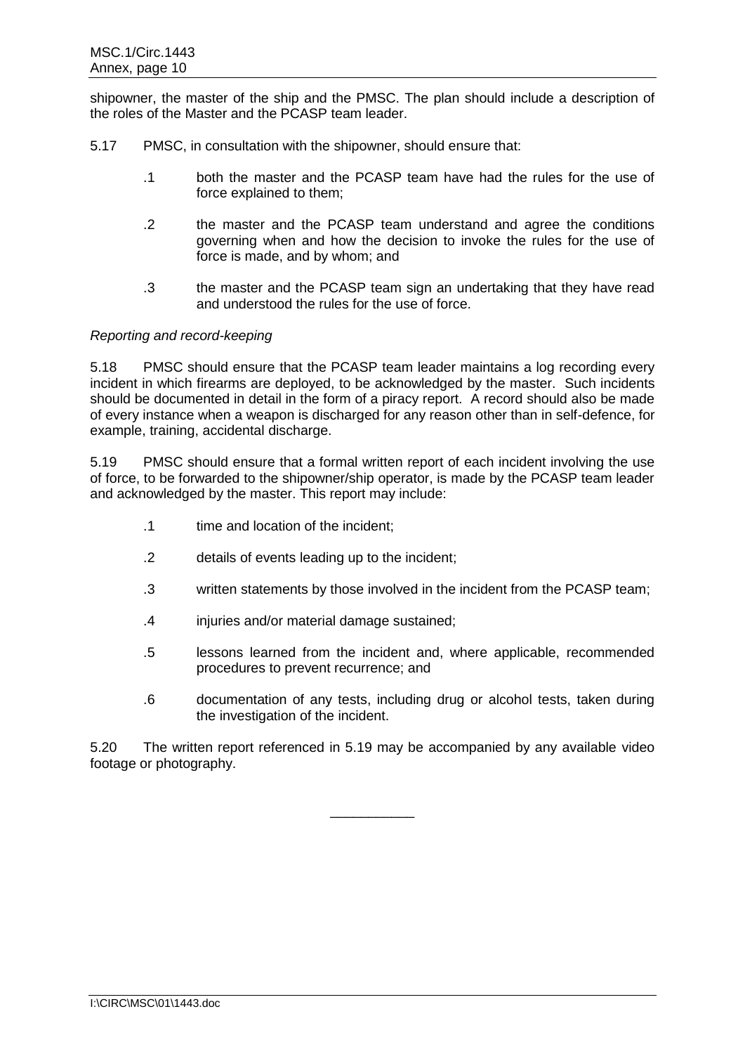shipowner, the master of the ship and the PMSC. The plan should include a description of the roles of the Master and the PCASP team leader.

5.17 PMSC, in consultation with the shipowner, should ensure that:

.1 both the master and the PCASP team have had the rules for the use of force explained to them;

.2 the master and the PCASP team understand and agree the conditions governing when and how the decision to invoke the rules for the use of force is made, and by whom; and

.3 the master and the PCASP team sign an undertaking that they have read and understood the rules for the use of force.

*Reporting and record-keeping*

5.18 PMSC should ensure that the PCASP team leader maintains a log recording every incident in which firearms are deployed, to be acknowledged by the master. Such incidents should be documented in detail in the form of a piracy report. A record should also be made of every instance when a weapon is discharged for any reason other than in self-defence, for example, training, accidental discharge.

5.19 PMSC should ensure that a formal written report of each incident involving the use of force, to be forwarded to the shipowner/ship operator, is made by the PCASP team leader and acknowledged by the master. This report may include:

.1 time and location of the incident;

.2 details of events leading up to the incident;

.3 written statements by those involved in the incident from the PCASP team;

.4 injuries and/or material damage sustained;

.5 lessons learned from the incident and, where applicable, recommended procedures to prevent recurrence; and

.6 documentation of any tests, including drug or alcohol tests, taken during the investigation of the incident.

5.20 The written report referenced in 5.19 may be accompanied by any available video footage or photography.

___________